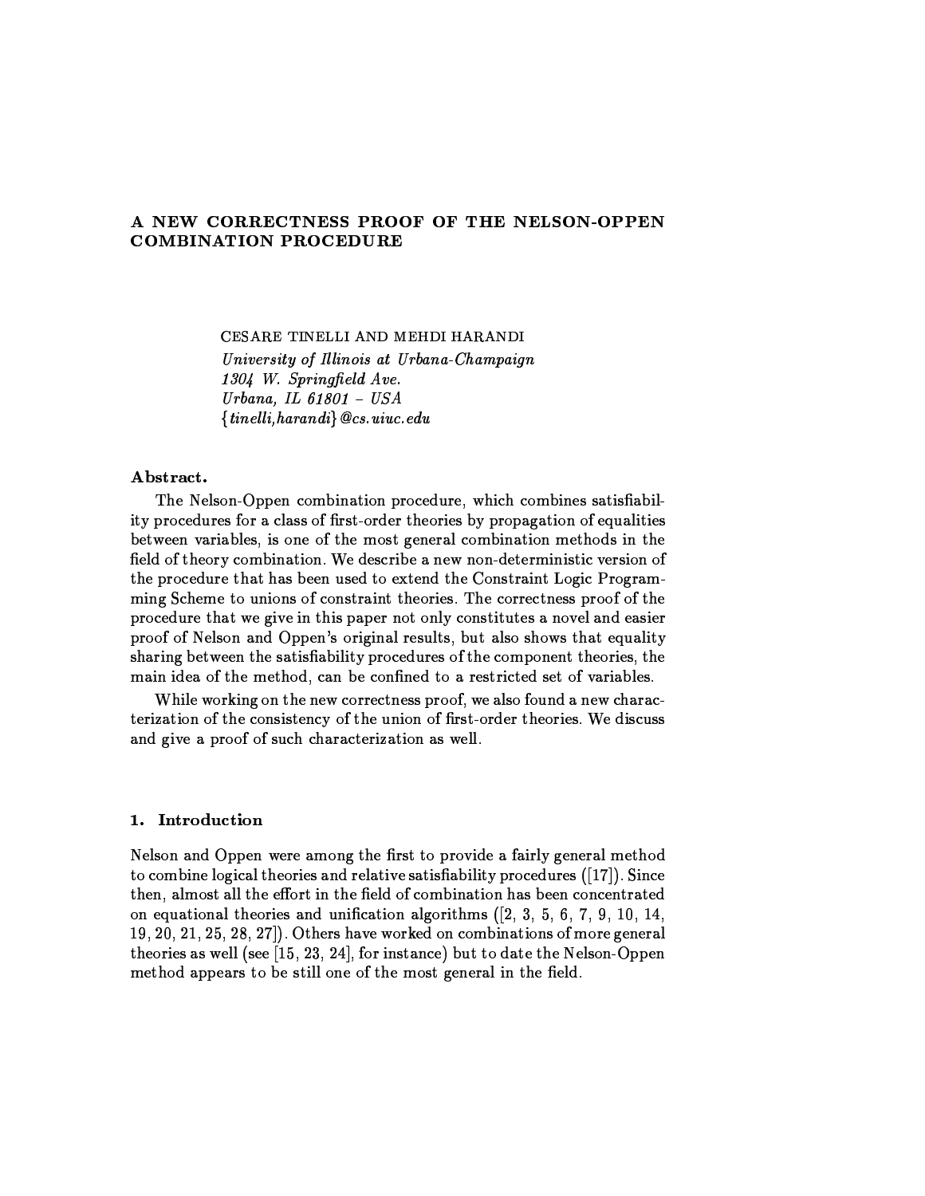# A NEW CORRECTNESS PROOF OF THE NELSON-OPPEN COMBINATION PROCEDURE

CESARE TINELLI AND MEHDI HARANDI

*University of Illinois at Urbana-Champaign*
*1304 W. Springfield Ave.*
*Urbana, IL 61801 – USA*
*{tinelli,harandi}@cs.uiuc.edu*

**Abstract.**

The Nelson-Oppen combination procedure, which combines satisfiability procedures for a class of first-order theories by propagation of equalities between variables, is one of the most general combination methods in the field of theory combination. We describe a new non-deterministic version of the procedure that has been used to extend the Constraint Logic Programming Scheme to unions of constraint theories. The correctness proof of the procedure that we give in this paper not only constitutes a novel and easier proof of Nelson and Oppen's original results, but also shows that equality sharing between the satisfiability procedures of the component theories, the main idea of the method, can be confined to a restricted set of variables.

While working on the new correctness proof, we also found a new characterization of the consistency of the union of first-order theories. We discuss and give a proof of such characterization as well.

## 1. Introduction

Nelson and Oppen were among the first to provide a fairly general method to combine logical theories and relative satisfiability procedures ([17]). Since then, almost all the effort in the field of combination has been concentrated on equational theories and unification algorithms ([2, 3, 5, 6, 7, 9, 10, 14, 19, 20, 21, 25, 28, 27]). Others have worked on combinations of more general theories as well (see [15, 23, 24], for instance) but to date the Nelson-Oppen method appears to be still one of the most general in the field.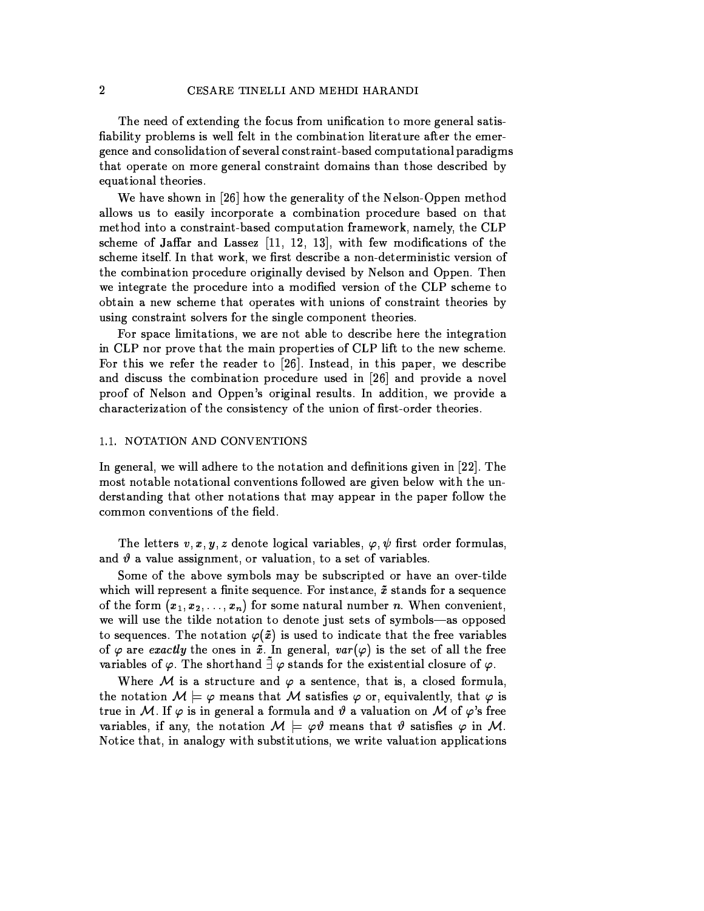The need of extending the focus from unification to more general satisfiability problems is well felt in the combination literature after the emergence and consolidation of several constraint-based computational paradigms that operate on more general constraint domains than those described by equational theories.

We have shown in [26] how the generality of the Nelson-Oppen method allows us to easily incorporate a combination procedure based on that method into a constraint-based computation framework, namely, the CLP scheme of Jaffar and Lassez [11, 12, 13], with few modifications of the scheme itself. In that work, we first describe a non-deterministic version of the combination procedure originally devised by Nelson and Oppen. Then we integrate the procedure into a modified version of the CLP scheme to obtain a new scheme that operates with unions of constraint theories by using constraint solvers for the single component theories.

For space limitations, we are not able to describe here the integration in CLP nor prove that the main properties of CLP lift to the new scheme. For this we refer the reader to [26]. Instead, in this paper, we describe and discuss the combination procedure used in [26] and provide a novel proof of Nelson and Oppen's original results. In addition, we provide a characterization of the consistency of the union of first-order theories.

### 1.1. NOTATION AND CONVENTIONS

In general, we will adhere to the notation and definitions given in [22]. The most notable notational conventions followed are given below with the understanding that other notations that may appear in the paper follow the common conventions of the field.

The letters $v, x, y, z$ denote logical variables, $\varphi, \psi$ first order formulas, and $\vartheta$ a value assignment, or valuation, to a set of variables.

Some of the above symbols may be subscripted or have an over-tilde which will represent a finite sequence. For instance, $\tilde{x}$ stands for a sequence of the form $(x_1, x_2, \ldots, x_n)$ for some natural number $n$. When convenient, we will use the tilde notation to denote just sets of symbols—as opposed to sequences. The notation $\varphi(\tilde{x})$ is used to indicate that the free variables of $\varphi$ are *exactly* the ones in $\tilde{x}$. In general, $var(\varphi)$ is the set of all the free variables of $\varphi$. The shorthand $\tilde{\exists}\, \varphi$ stands for the existential closure of $\varphi$.

Where $\mathcal{M}$ is a structure and $\varphi$ a sentence, that is, a closed formula, the notation $\mathcal{M} \models \varphi$ means that $\mathcal{M}$ satisfies $\varphi$ or, equivalently, that $\varphi$ is true in $\mathcal{M}$. If $\varphi$ is in general a formula and $\vartheta$ a valuation on $\mathcal{M}$ of $\varphi$'s free variables, if any, the notation $\mathcal{M} \models \varphi\vartheta$ means that $\vartheta$ satisfies $\varphi$ in $\mathcal{M}$. Notice that, in analogy with substitutions, we write valuation applications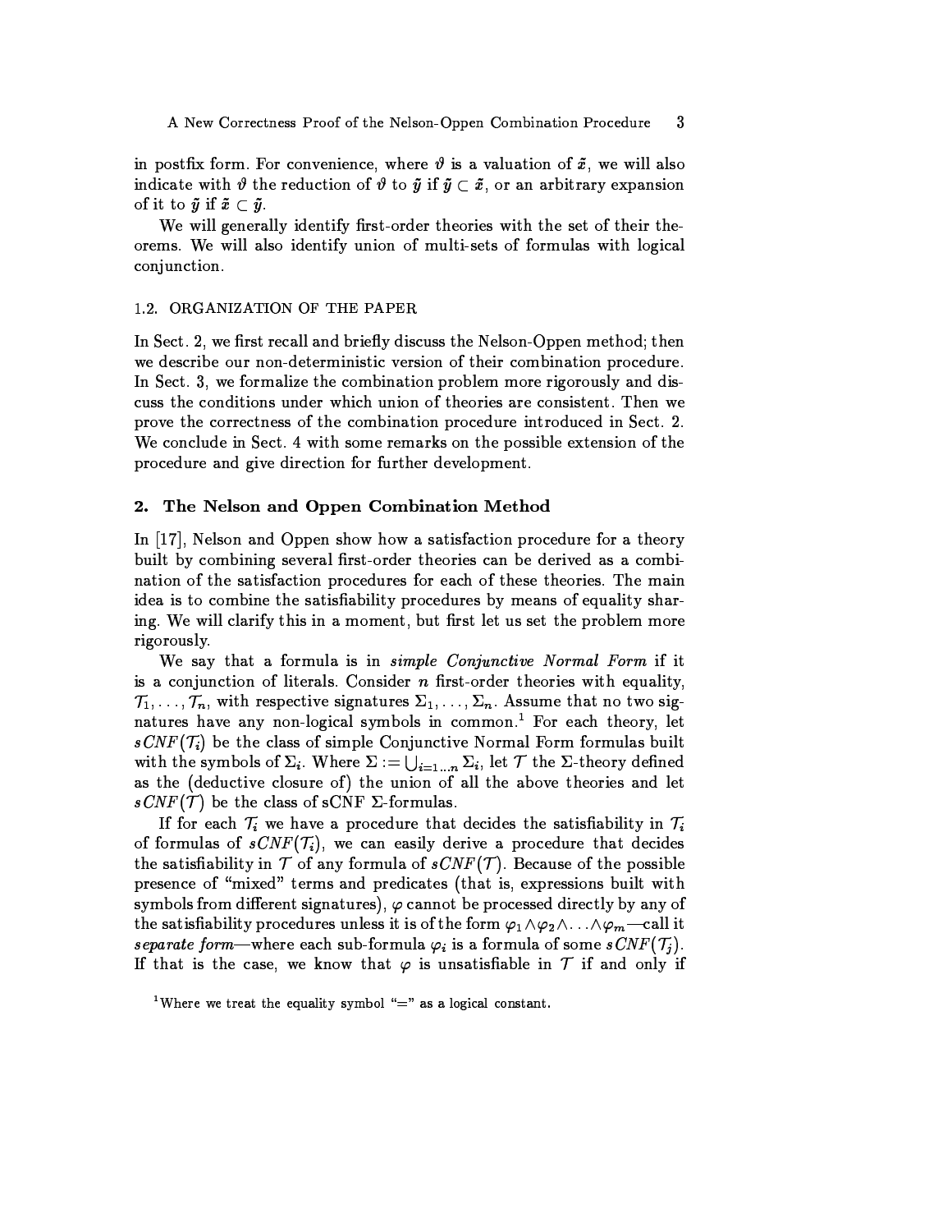in postfix form. For convenience, where $\vartheta$ is a valuation of $\tilde{x}$, we will also indicate with $\vartheta$ the reduction of $\vartheta$ to $\tilde{y}$ if $\tilde{y} \subset \tilde{x}$, or an arbitrary expansion of it to $\tilde{y}$ if $\tilde{x} \subset \tilde{y}$.

We will generally identify first-order theories with the set of their theorems. We will also identify union of multi-sets of formulas with logical conjunction.

### 1.2. ORGANIZATION OF THE PAPER

In Sect. 2, we first recall and briefly discuss the Nelson-Oppen method; then we describe our non-deterministic version of their combination procedure. In Sect. 3, we formalize the combination problem more rigorously and discuss the conditions under which union of theories are consistent. Then we prove the correctness of the combination procedure introduced in Sect. 2. We conclude in Sect. 4 with some remarks on the possible extension of the procedure and give direction for further development.

## 2. The Nelson and Oppen Combination Method

In [17], Nelson and Oppen show how a satisfaction procedure for a theory built by combining several first-order theories can be derived as a combination of the satisfaction procedures for each of these theories. The main idea is to combine the satisfiability procedures by means of equality sharing. We will clarify this in a moment, but first let us set the problem more rigorously.

We say that a formula is in *simple Conjunctive Normal Form* if it is a conjunction of literals. Consider $n$ first-order theories with equality, $\mathcal{T}_1, \ldots, \mathcal{T}_n$, with respective signatures $\Sigma_1, \ldots, \Sigma_n$. Assume that no two signatures have any non-logical symbols in common.[1] For each theory, let $sCNF(\mathcal{T}_i)$ be the class of simple Conjunctive Normal Form formulas built with the symbols of $\Sigma_i$. Where $\Sigma := \bigcup_{i=1\ldots n} \Sigma_i$, let $\mathcal{T}$ the $\Sigma$-theory defined as the (deductive closure of) the union of all the above theories and let $sCNF(\mathcal{T})$ be the class of sCNF $\Sigma$-formulas.

If for each $\mathcal{T}_i$ we have a procedure that decides the satisfiability in $\mathcal{T}_i$ of formulas of $sCNF(\mathcal{T}_i)$, we can easily derive a procedure that decides the satisfiability in $\mathcal{T}$ of any formula of $sCNF(\mathcal{T})$. Because of the possible presence of "mixed" terms and predicates (that is, expressions built with symbols from different signatures), $\varphi$ cannot be processed directly by any of the satisfiability procedures unless it is of the form $\varphi_1 \wedge \varphi_2 \wedge \ldots \wedge \varphi_m$—call it *separate form*—where each sub-formula $\varphi_i$ is a formula of some $sCNF(\mathcal{T}_j)$. If that is the case, we know that $\varphi$ is unsatisfiable in $\mathcal{T}$ if and only if

[1] Where we treat the equality symbol "=" as a logical constant.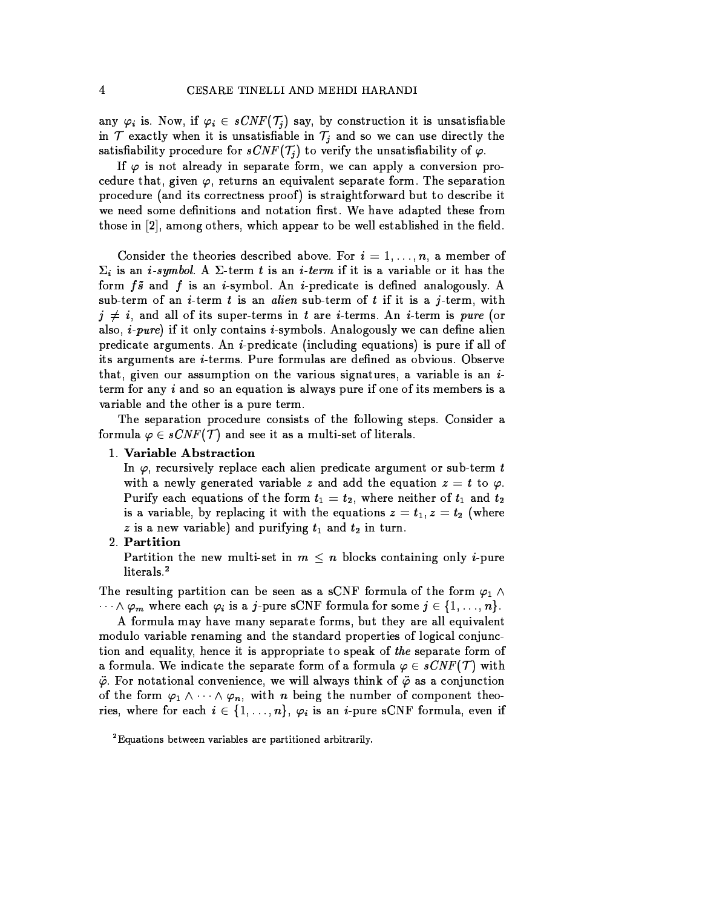any $\varphi_i$ is. Now, if $\varphi_i \in sCNF(\mathcal{T}_j)$ say, by construction it is unsatisfiable in $\mathcal{T}$ exactly when it is unsatisfiable in $\mathcal{T}_j$ and so we can use directly the satisfiability procedure for $sCNF(\mathcal{T}_j)$ to verify the unsatisfiability of $\varphi$.

If $\varphi$ is not already in separate form, we can apply a conversion procedure that, given $\varphi$, returns an equivalent separate form. The separation procedure (and its correctness proof) is straightforward but to describe it we need some definitions and notation first. We have adapted these from those in [2], among others, which appear to be well established in the field.

Consider the theories described above. For $i = 1, \ldots, n$, a member of $\Sigma_i$ is an *i-symbol*. A $\Sigma$-term $t$ is an *i-term* if it is a variable or it has the form $f\tilde{s}$ and $f$ is an $i$-symbol. An $i$-predicate is defined analogously. A sub-term of an $i$-term $t$ is an *alien* sub-term of $t$ if it is a $j$-term, with $j \neq i$, and all of its super-terms in $t$ are $i$-terms. An $i$-term is *pure* (or also, *i-pure*) if it only contains $i$-symbols. Analogously we can define alien predicate arguments. An $i$-predicate (including equations) is pure if all of its arguments are $i$-terms. Pure formulas are defined as obvious. Observe that, given our assumption on the various signatures, a variable is an $i$-term for any $i$ and so an equation is always pure if one of its members is a variable and the other is a pure term.

The separation procedure consists of the following steps. Consider a formula $\varphi \in sCNF(\mathcal{T})$ and see it as a multi-set of literals.

1. **Variable Abstraction**
   In $\varphi$, recursively replace each alien predicate argument or sub-term $t$ with a newly generated variable $z$ and add the equation $z = t$ to $\varphi$. Purify each equations of the form $t_1 = t_2$, where neither of $t_1$ and $t_2$ is a variable, by replacing it with the equations $z = t_1, z = t_2$ (where $z$ is a new variable) and purifying $t_1$ and $t_2$ in turn.
2. **Partition**
   Partition the new multi-set in $m \leq n$ blocks containing only $i$-pure literals.[2]

The resulting partition can be seen as a sCNF formula of the form $\varphi_1 \wedge \cdots \wedge \varphi_m$ where each $\varphi_i$ is a $j$-pure sCNF formula for some $j \in \{1, \ldots, n\}$.

A formula may have many separate forms, but they are all equivalent modulo variable renaming and the standard properties of logical conjunction and equality, hence it is appropriate to speak of *the* separate form of a formula. We indicate the separate form of a formula $\varphi \in sCNF(\mathcal{T})$ with $\ddot{\varphi}$. For notational convenience, we will always think of $\ddot{\varphi}$ as a conjunction of the form $\varphi_1 \wedge \cdots \wedge \varphi_n$, with $n$ being the number of component theories, where for each $i \in \{1, \ldots, n\}$, $\varphi_i$ is an $i$-pure sCNF formula, even if

[2] Equations between variables are partitioned arbitrarily.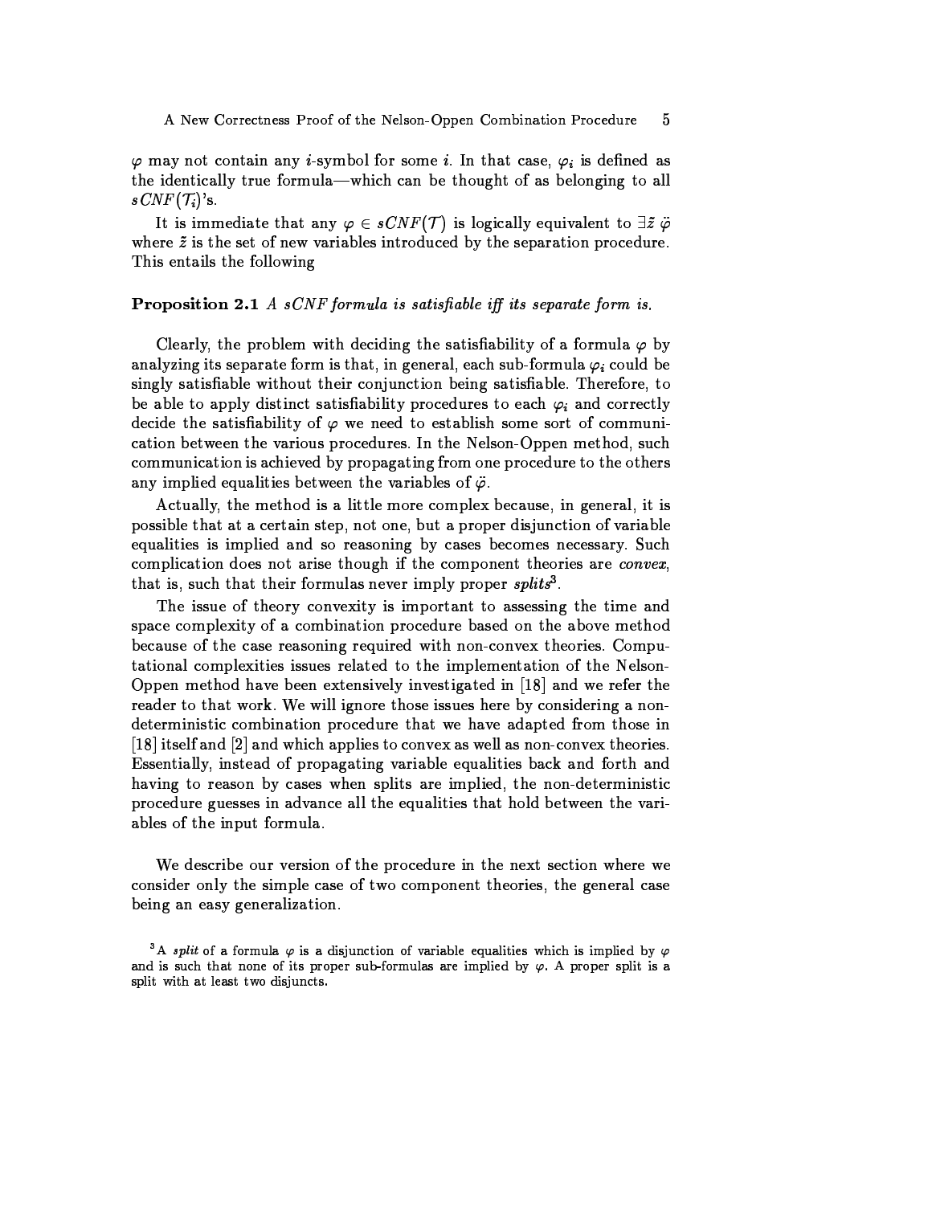$\varphi$ may not contain any $i$-symbol for some $i$. In that case, $\varphi_i$ is defined as the identically true formula—which can be thought of as belonging to all $sCNF(\mathcal{T}_i)$'s.

It is immediate that any $\varphi \in sCNF(\mathcal{T})$ is logically equivalent to $\exists \tilde{z}\ \ddot{\varphi}$ where $\tilde{z}$ is the set of new variables introduced by the separation procedure. This entails the following

**Proposition 2.1** *A sCNF formula is satisfiable iff its separate form is.*

Clearly, the problem with deciding the satisfiability of a formula $\varphi$ by analyzing its separate form is that, in general, each sub-formula $\varphi_i$ could be singly satisfiable without their conjunction being satisfiable. Therefore, to be able to apply distinct satisfiability procedures to each $\varphi_i$ and correctly decide the satisfiability of $\varphi$ we need to establish some sort of communication between the various procedures. In the Nelson-Oppen method, such communication is achieved by propagating from one procedure to the others any implied equalities between the variables of $\ddot{\varphi}$.

Actually, the method is a little more complex because, in general, it is possible that at a certain step, not one, but a proper disjunction of variable equalities is implied and so reasoning by cases becomes necessary. Such complication does not arise though if the component theories are *convex*, that is, such that their formulas never imply proper *splits*[3].

The issue of theory convexity is important to assessing the time and space complexity of a combination procedure based on the above method because of the case reasoning required with non-convex theories. Computational complexities issues related to the implementation of the Nelson-Oppen method have been extensively investigated in [18] and we refer the reader to that work. We will ignore those issues here by considering a non-deterministic combination procedure that we have adapted from those in [18] itself and [2] and which applies to convex as well as non-convex theories. Essentially, instead of propagating variable equalities back and forth and having to reason by cases when splits are implied, the non-deterministic procedure guesses in advance all the equalities that hold between the variables of the input formula.

We describe our version of the procedure in the next section where we consider only the simple case of two component theories, the general case being an easy generalization.

[3] A *split* of a formula $\varphi$ is a disjunction of variable equalities which is implied by $\varphi$ and is such that none of its proper sub-formulas are implied by $\varphi$. A proper split is a split with at least two disjuncts.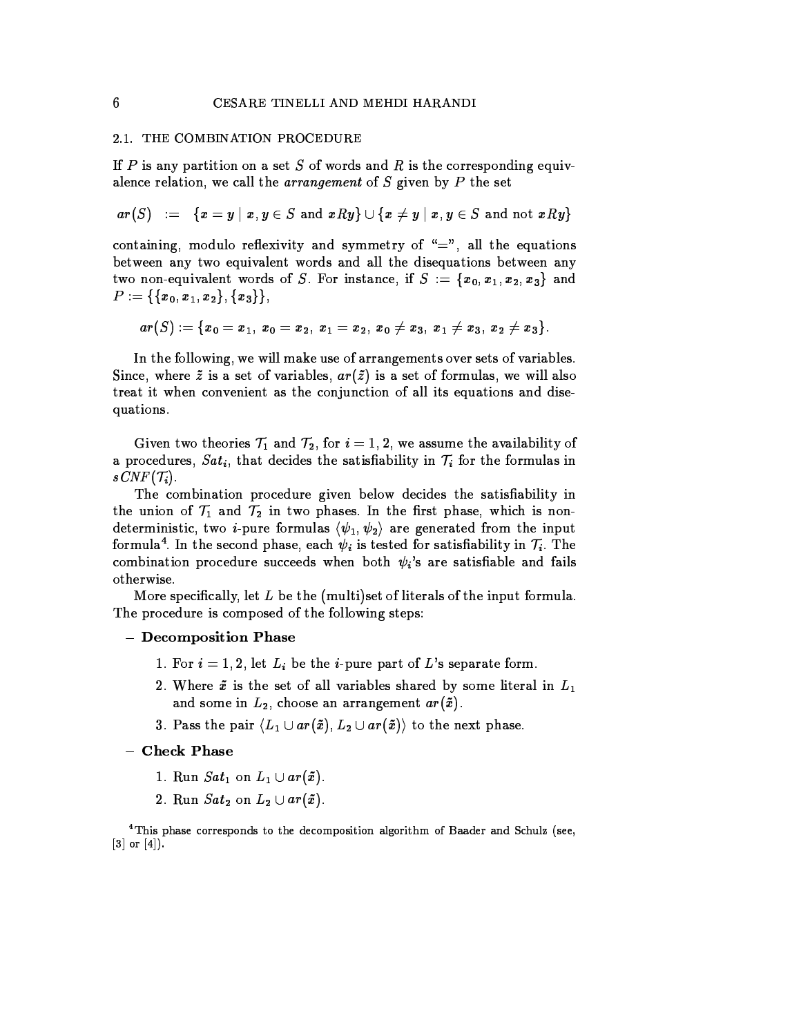### 2.1. THE COMBINATION PROCEDURE

If $P$ is any partition on a set $S$ of words and $R$ is the corresponding equivalence relation, we call the *arrangement* of $S$ given by $P$ the set

$$ar(S) \quad := \quad \{x = y \mid x, y \in S \text{ and } xRy\} \cup \{x \neq y \mid x, y \in S \text{ and not } xRy\}$$

containing, modulo reflexivity and symmetry of "=", all the equations between any two equivalent words and all the disequations between any two non-equivalent words of $S$. For instance, if $S := \{x_0, x_1, x_2, x_3\}$ and $P := \{\{x_0, x_1, x_2\}, \{x_3\}\}$,

$$ar(S) := \{x_0 = x_1,\ x_0 = x_2,\ x_1 = x_2,\ x_0 \neq x_3,\ x_1 \neq x_3,\ x_2 \neq x_3\}.$$

In the following, we will make use of arrangements over sets of variables. Since, where $\tilde{z}$ is a set of variables, $ar(\tilde{z})$ is a set of formulas, we will also treat it when convenient as the conjunction of all its equations and disequations.

Given two theories $\mathcal{T}_1$ and $\mathcal{T}_2$, for $i = 1, 2$, we assume the availability of a procedures, $Sat_i$, that decides the satisfiability in $\mathcal{T}_i$ for the formulas in $sCNF(\mathcal{T}_i)$.

The combination procedure given below decides the satisfiability in the union of $\mathcal{T}_1$ and $\mathcal{T}_2$ in two phases. In the first phase, which is non-deterministic, two $i$-pure formulas $\langle \psi_1, \psi_2 \rangle$ are generated from the input formula[4]. In the second phase, each $\psi_i$ is tested for satisfiability in $\mathcal{T}_i$. The combination procedure succeeds when both $\psi_i$'s are satisfiable and fails otherwise.

More specifically, let $L$ be the (multi)set of literals of the input formula. The procedure is composed of the following steps:

- **Decomposition Phase**

  1. For $i = 1, 2$, let $L_i$ be the $i$-pure part of $L$'s separate form.
  2. Where $\tilde{x}$ is the set of all variables shared by some literal in $L_1$ and some in $L_2$, choose an arrangement $ar(\tilde{x})$.
  3. Pass the pair $\langle L_1 \cup ar(\tilde{x}), L_2 \cup ar(\tilde{x}) \rangle$ to the next phase.

- **Check Phase**

  1. Run $Sat_1$ on $L_1 \cup ar(\tilde{x})$.
  2. Run $Sat_2$ on $L_2 \cup ar(\tilde{x})$.

[4] This phase corresponds to the decomposition algorithm of Baader and Schulz (see, [3] or [4]).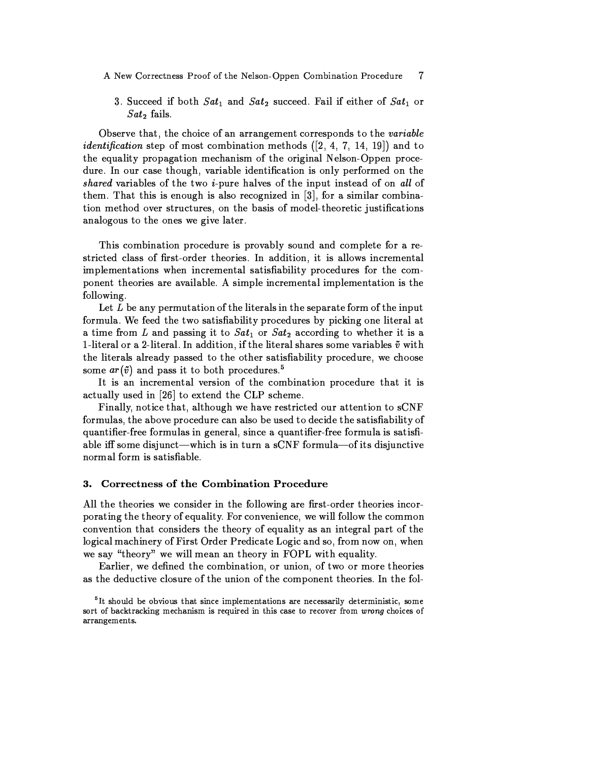3. Succeed if both $Sat_1$ and $Sat_2$ succeed. Fail if either of $Sat_1$ or $Sat_2$ fails.

Observe that, the choice of an arrangement corresponds to the *variable identification* step of most combination methods ([2, 4, 7, 14, 19]) and to the equality propagation mechanism of the original Nelson-Oppen procedure. In our case though, variable identification is only performed on the *shared* variables of the two $i$-pure halves of the input instead of on *all* of them. That this is enough is also recognized in [3], for a similar combination method over structures, on the basis of model-theoretic justifications analogous to the ones we give later.

This combination procedure is provably sound and complete for a restricted class of first-order theories. In addition, it is allows incremental implementations when incremental satisfiability procedures for the component theories are available. A simple incremental implementation is the following.

Let $L$ be any permutation of the literals in the separate form of the input formula. We feed the two satisfiability procedures by picking one literal at a time from $L$ and passing it to $Sat_1$ or $Sat_2$ according to whether it is a 1-literal or a 2-literal. In addition, if the literal shares some variables $\tilde{v}$ with the literals already passed to the other satisfiability procedure, we choose some $ar(\tilde{v})$ and pass it to both procedures.[5]

It is an incremental version of the combination procedure that it is actually used in [26] to extend the CLP scheme.

Finally, notice that, although we have restricted our attention to sCNF formulas, the above procedure can also be used to decide the satisfiability of quantifier-free formulas in general, since a quantifier-free formula is satisfiable iff some disjunct—which is in turn a sCNF formula—of its disjunctive normal form is satisfiable.

## 3. Correctness of the Combination Procedure

All the theories we consider in the following are first-order theories incorporating the theory of equality. For convenience, we will follow the common convention that considers the theory of equality as an integral part of the logical machinery of First Order Predicate Logic and so, from now on, when we say "theory" we will mean an theory in FOPL with equality.

Earlier, we defined the combination, or union, of two or more theories as the deductive closure of the union of the component theories. In the fol-

[5] It should be obvious that since implementations are necessarily deterministic, some sort of backtracking mechanism is required in this case to recover from *wrong* choices of arrangements.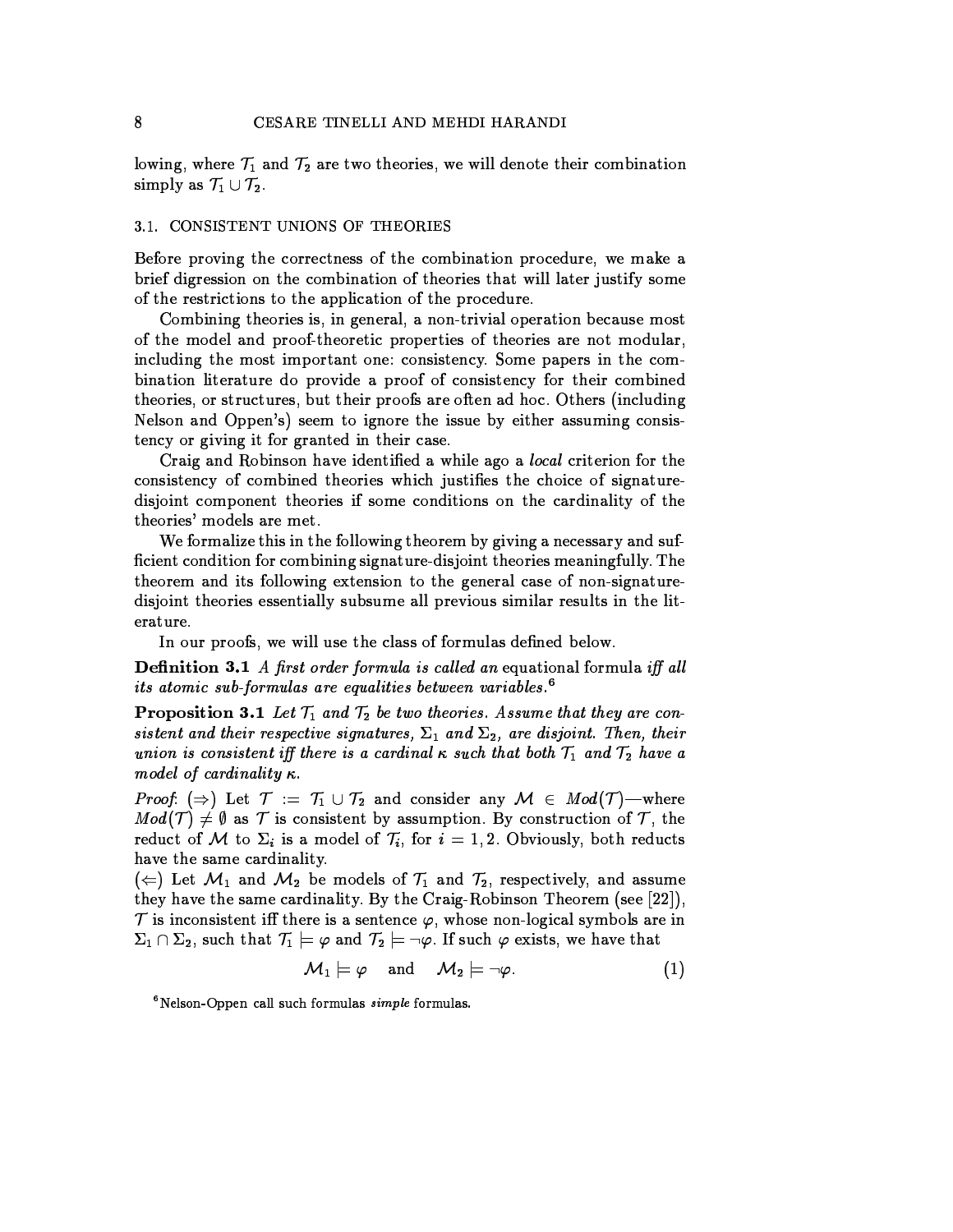lowing, where $\mathcal{T}_1$ and $\mathcal{T}_2$ are two theories, we will denote their combination simply as $\mathcal{T}_1 \cup \mathcal{T}_2$.

### 3.1. CONSISTENT UNIONS OF THEORIES

Before proving the correctness of the combination procedure, we make a brief digression on the combination of theories that will later justify some of the restrictions to the application of the procedure.

Combining theories is, in general, a non-trivial operation because most of the model and proof-theoretic properties of theories are not modular, including the most important one: consistency. Some papers in the combination literature do provide a proof of consistency for their combined theories, or structures, but their proofs are often ad hoc. Others (including Nelson and Oppen's) seem to ignore the issue by either assuming consistency or giving it for granted in their case.

Craig and Robinson have identified a while ago a *local* criterion for the consistency of combined theories which justifies the choice of signature-disjoint component theories if some conditions on the cardinality of the theories' models are met.

We formalize this in the following theorem by giving a necessary and sufficient condition for combining signature-disjoint theories meaningfully. The theorem and its following extension to the general case of non-signature-disjoint theories essentially subsume all previous similar results in the literature.

In our proofs, we will use the class of formulas defined below.

**Definition 3.1** *A first order formula is called an* equational formula *iff all its atomic sub-formulas are equalities between variables.*[6]

**Proposition 3.1** *Let $\mathcal{T}_1$ and $\mathcal{T}_2$ be two theories. Assume that they are consistent and their respective signatures, $\Sigma_1$ and $\Sigma_2$, are disjoint. Then, their union is consistent iff there is a cardinal $\kappa$ such that both $\mathcal{T}_1$ and $\mathcal{T}_2$ have a model of cardinality $\kappa$.*

*Proof.* ($\Rightarrow$) Let $\mathcal{T} := \mathcal{T}_1 \cup \mathcal{T}_2$ and consider any $\mathcal{M} \in Mod(\mathcal{T})$—where $Mod(\mathcal{T}) \neq \emptyset$ as $\mathcal{T}$ is consistent by assumption. By construction of $\mathcal{T}$, the reduct of $\mathcal{M}$ to $\Sigma_i$ is a model of $\mathcal{T}_i$, for $i = 1, 2$. Obviously, both reducts have the same cardinality.

($\Leftarrow$) Let $\mathcal{M}_1$ and $\mathcal{M}_2$ be models of $\mathcal{T}_1$ and $\mathcal{T}_2$, respectively, and assume they have the same cardinality. By the Craig-Robinson Theorem (see [22]), $\mathcal{T}$ is inconsistent iff there is a sentence $\varphi$, whose non-logical symbols are in $\Sigma_1 \cap \Sigma_2$, such that $\mathcal{T}_1 \models \varphi$ and $\mathcal{T}_2 \models \neg\varphi$. If such $\varphi$ exists, we have that

$$\mathcal{M}_1 \models \varphi \quad \text{and} \quad \mathcal{M}_2 \models \neg\varphi. \tag{1}$$

[6] Nelson-Oppen call such formulas *simple* formulas.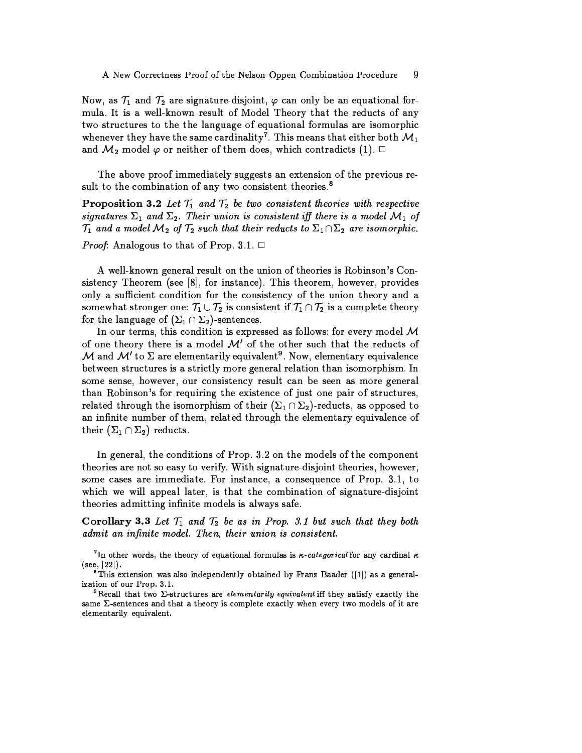Now, as $\mathcal{T}_1$ and $\mathcal{T}_2$ are signature-disjoint, $\varphi$ can only be an equational formula. It is a well-known result of Model Theory that the reducts of any two structures to the the language of equational formulas are isomorphic whenever they have the same cardinality[7]. This means that either both $\mathcal{M}_1$ and $\mathcal{M}_2$ model $\varphi$ or neither of them does, which contradicts (1). □

The above proof immediately suggests an extension of the previous result to the combination of any two consistent theories.[8]

**Proposition 3.2** *Let $\mathcal{T}_1$ and $\mathcal{T}_2$ be two consistent theories with respective signatures $\Sigma_1$ and $\Sigma_2$. Their union is consistent iff there is a model $\mathcal{M}_1$ of $\mathcal{T}_1$ and a model $\mathcal{M}_2$ of $\mathcal{T}_2$ such that their reducts to $\Sigma_1 \cap \Sigma_2$ are isomorphic.*

*Proof*: Analogous to that of Prop. 3.1. □

A well-known general result on the union of theories is Robinson's Consistency Theorem (see [8], for instance). This theorem, however, provides only a sufficient condition for the consistency of the union theory and a somewhat stronger one: $\mathcal{T}_1 \cup \mathcal{T}_2$ is consistent if $\mathcal{T}_1 \cap \mathcal{T}_2$ is a complete theory for the language of $(\Sigma_1 \cap \Sigma_2)$-sentences.

In our terms, this condition is expressed as follows: for every model $\mathcal{M}$ of one theory there is a model $\mathcal{M}'$ of the other such that the reducts of $\mathcal{M}$ and $\mathcal{M}'$ to $\Sigma$ are elementarily equivalent[9]. Now, elementary equivalence between structures is a strictly more general relation than isomorphism. In some sense, however, our consistency result can be seen as more general than Robinson's for requiring the existence of just one pair of structures, related through the isomorphism of their $(\Sigma_1 \cap \Sigma_2)$-reducts, as opposed to an infinite number of them, related through the elementary equivalence of their $(\Sigma_1 \cap \Sigma_2)$-reducts.

In general, the conditions of Prop. 3.2 on the models of the component theories are not so easy to verify. With signature-disjoint theories, however, some cases are immediate. For instance, a consequence of Prop. 3.1, to which we will appeal later, is that the combination of signature-disjoint theories admitting infinite models is always safe.

**Corollary 3.3** *Let $\mathcal{T}_1$ and $\mathcal{T}_2$ be as in Prop. 3.1 but such that they both admit an infinite model. Then, their union is consistent.*

---

[7] In other words, the theory of equational formulas is *$\kappa$-categorical* for any cardinal $\kappa$ (see, [22]).

[8] This extension was also independently obtained by Franz Baader ([1]) as a generalization of our Prop. 3.1.

[9] Recall that two $\Sigma$-structures are *elementarily equivalent* iff they satisfy exactly the same $\Sigma$-sentences and that a theory is complete exactly when every two models of it are elementarily equivalent.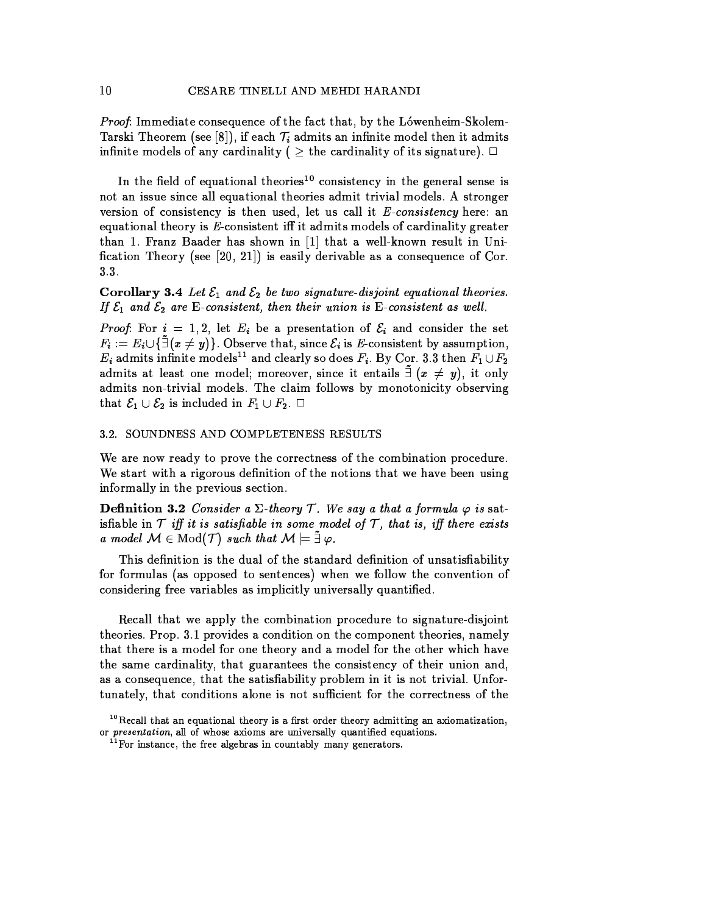*Proof*: Immediate consequence of the fact that, by the Lówenheim-Skolem-Tarski Theorem (see [8]), if each $\mathcal{T}_i$ admits an infinite model then it admits infinite models of any cardinality ( $\geq$ the cardinality of its signature). □

In the field of equational theories[10] consistency in the general sense is not an issue since all equational theories admit trivial models. A stronger version of consistency is then used, let us call it *E-consistency* here: an equational theory is *E*-consistent iff it admits models of cardinality greater than 1. Franz Baader has shown in [1] that a well-known result in Unification Theory (see [20, 21]) is easily derivable as a consequence of Cor. 3.3.

**Corollary 3.4** *Let $\mathcal{E}_1$ and $\mathcal{E}_2$ be two signature-disjoint equational theories. If $\mathcal{E}_1$ and $\mathcal{E}_2$ are* E*-consistent, then their union is* E*-consistent as well.*

*Proof*: For $i = 1, 2$, let $E_i$ be a presentation of $\mathcal{E}_i$ and consider the set $F_i := E_i \cup \{\tilde{\exists}(x \neq y)\}$. Observe that, since $\mathcal{E}_i$ is *E*-consistent by assumption, $E_i$ admits infinite models[11] and clearly so does $F_i$. By Cor. 3.3 then $F_1 \cup F_2$ admits at least one model; moreover, since it entails $\tilde{\exists}\,(x \neq y)$, it only admits non-trivial models. The claim follows by monotonicity observing that $\mathcal{E}_1 \cup \mathcal{E}_2$ is included in $F_1 \cup F_2$. □

### 3.2. SOUNDNESS AND COMPLETENESS RESULTS

We are now ready to prove the correctness of the combination procedure. We start with a rigorous definition of the notions that we have been using informally in the previous section.

**Definition 3.2** *Consider a $\Sigma$-theory $\mathcal{T}$. We say a that a formula $\varphi$ is* satisfiable in $\mathcal{T}$ *iff it is satisfiable in some model of $\mathcal{T}$, that is, iff there exists a model $\mathcal{M} \in \mathrm{Mod}(\mathcal{T})$ such that $\mathcal{M} \models \tilde{\exists}\,\varphi$.*

This definition is the dual of the standard definition of unsatisfiability for formulas (as opposed to sentences) when we follow the convention of considering free variables as implicitly universally quantified.

Recall that we apply the combination procedure to signature-disjoint theories. Prop. 3.1 provides a condition on the component theories, namely that there is a model for one theory and a model for the other which have the same cardinality, that guarantees the consistency of their union and, as a consequence, that the satisfiability problem in it is not trivial. Unfortunately, that conditions alone is not sufficient for the correctness of the

[10] Recall that an equational theory is a first order theory admitting an axiomatization, or *presentation*, all of whose axioms are universally quantified equations.

[11] For instance, the free algebras in countably many generators.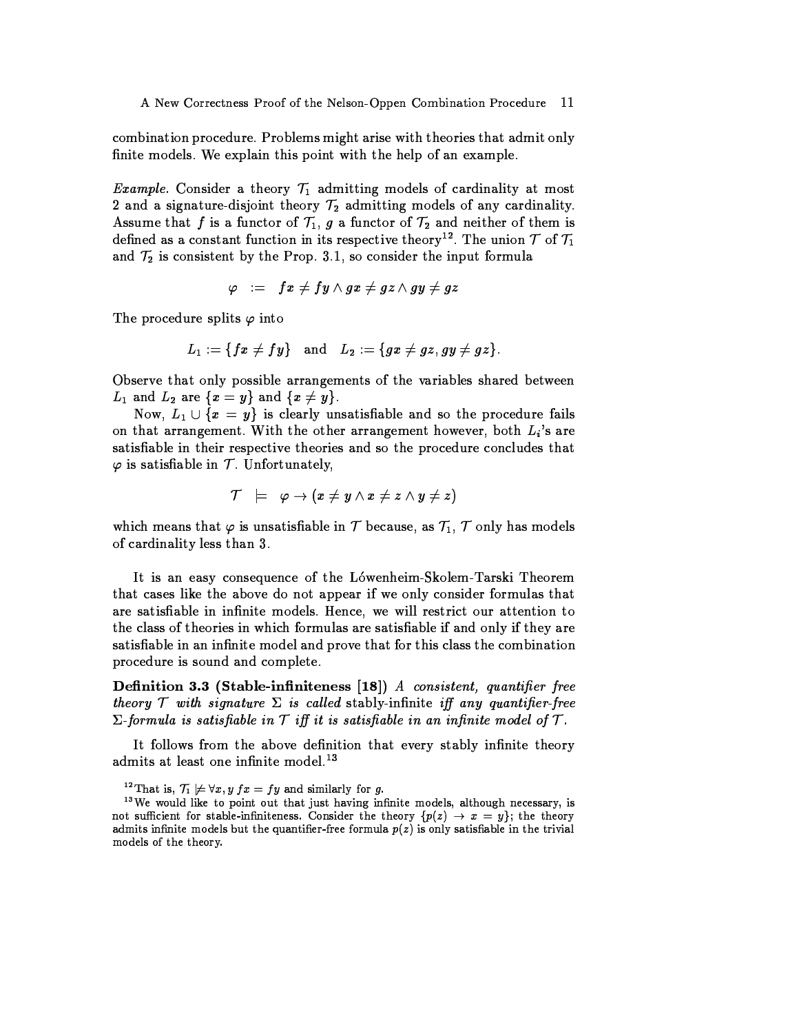combination procedure. Problems might arise with theories that admit only finite models. We explain this point with the help of an example.

*Example.* Consider a theory $\mathcal{T}_1$ admitting models of cardinality at most 2 and a signature-disjoint theory $\mathcal{T}_2$ admitting models of any cardinality. Assume that $f$ is a functor of $\mathcal{T}_1$, $g$ a functor of $\mathcal{T}_2$ and neither of them is defined as a constant function in its respective theory[12]. The union $\mathcal{T}$ of $\mathcal{T}_1$ and $\mathcal{T}_2$ is consistent by the Prop. 3.1, so consider the input formula

$$\varphi \;:=\; fx \neq fy \wedge gx \neq gz \wedge gy \neq gz$$

The procedure splits $\varphi$ into

$$L_1 := \{fx \neq fy\} \quad \text{and} \quad L_2 := \{gx \neq gz, gy \neq gz\}.$$

Observe that only possible arrangements of the variables shared between $L_1$ and $L_2$ are $\{x = y\}$ and $\{x \neq y\}$.

Now, $L_1 \cup \{x = y\}$ is clearly unsatisfiable and so the procedure fails on that arrangement. With the other arrangement however, both $L_i$'s are satisfiable in their respective theories and so the procedure concludes that $\varphi$ is satisfiable in $\mathcal{T}$. Unfortunately,

$$\mathcal{T} \;\models\; \varphi \rightarrow (x \neq y \wedge x \neq z \wedge y \neq z)$$

which means that $\varphi$ is unsatisfiable in $\mathcal{T}$ because, as $\mathcal{T}_1$, $\mathcal{T}$ only has models of cardinality less than 3.

It is an easy consequence of the Lǿwenheim-Skolem-Tarski Theorem that cases like the above do not appear if we only consider formulas that are satisfiable in infinite models. Hence, we will restrict our attention to the class of theories in which formulas are satisfiable if and only if they are satisfiable in an infinite model and prove that for this class the combination procedure is sound and complete.

**Definition 3.3 (Stable-infiniteness [18])** *A consistent, quantifier free theory $\mathcal{T}$ with signature $\Sigma$ is called* stably-infinite *iff any quantifier-free $\Sigma$-formula is satisfiable in $\mathcal{T}$ iff it is satisfiable in an infinite model of $\mathcal{T}$.*

It follows from the above definition that every stably infinite theory admits at least one infinite model.[13]

---

[12] That is, $\mathcal{T}_1 \not\models \forall x, y\; fx = fy$ and similarly for $g$.

[13] We would like to point out that just having infinite models, although necessary, is not sufficient for stable-infiniteness. Consider the theory $\{p(z) \rightarrow x = y\}$; the theory admits infinite models but the quantifier-free formula $p(z)$ is only satisfiable in the trivial models of the theory.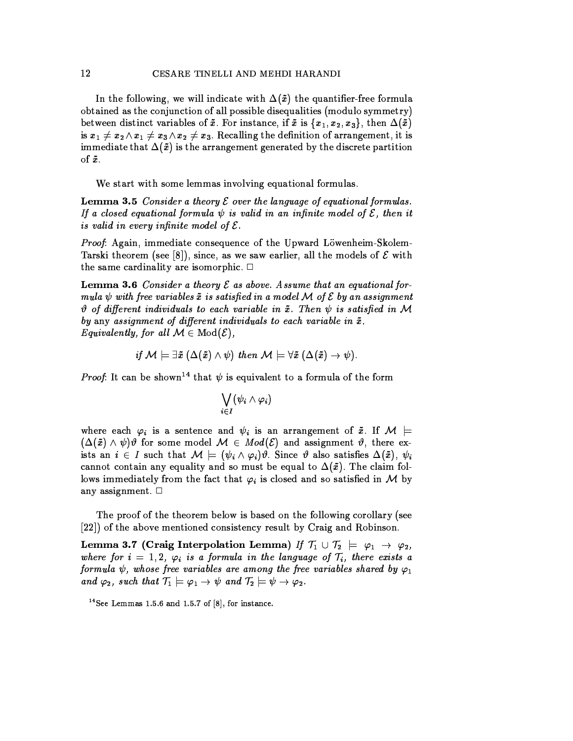In the following, we will indicate with $\Delta(\tilde{x})$ the quantifier-free formula obtained as the conjunction of all possible disequalities (modulo symmetry) between distinct variables of $\tilde{x}$. For instance, if $\tilde{x}$ is $\{x_1, x_2, x_3\}$, then $\Delta(\tilde{x})$ is $x_1 \neq x_2 \wedge x_1 \neq x_3 \wedge x_2 \neq x_3$. Recalling the definition of arrangement, it is immediate that $\Delta(\tilde{x})$ is the arrangement generated by the discrete partition of $\tilde{x}$.

We start with some lemmas involving equational formulas.

**Lemma 3.5** *Consider a theory $\mathcal{E}$ over the language of equational formulas. If a closed equational formula $\psi$ is valid in an infinite model of $\mathcal{E}$, then it is valid in every infinite model of $\mathcal{E}$.*

*Proof*: Again, immediate consequence of the Upward Löwenheim-Skolem-Tarski theorem (see [8]), since, as we saw earlier, all the models of $\mathcal{E}$ with the same cardinality are isomorphic. □

**Lemma 3.6** *Consider a theory $\mathcal{E}$ as above. Assume that an equational formula $\psi$ with free variables $\tilde{x}$ is satisfied in a model $\mathcal{M}$ of $\mathcal{E}$ by an assignment $\vartheta$ of different individuals to each variable in $\tilde{x}$. Then $\psi$ is satisfied in $\mathcal{M}$ by* any *assignment of different individuals to each variable in $\tilde{x}$.*
*Equivalently, for all $\mathcal{M} \in \mathrm{Mod}(\mathcal{E})$,*

$$\textit{if } \mathcal{M} \models \exists\tilde{x}\,(\Delta(\tilde{x}) \wedge \psi) \textit{ then } \mathcal{M} \models \forall\tilde{x}\,(\Delta(\tilde{x}) \rightarrow \psi).$$

*Proof*: It can be shown[14] that $\psi$ is equivalent to a formula of the form

$$\bigvee_{i \in I} (\psi_i \wedge \varphi_i)$$

where each $\varphi_i$ is a sentence and $\psi_i$ is an arrangement of $\tilde{x}$. If $\mathcal{M} \models (\Delta(\tilde{x}) \wedge \psi)\vartheta$ for some model $\mathcal{M} \in Mod(\mathcal{E})$ and assignment $\vartheta$, there exists an $i \in I$ such that $\mathcal{M} \models (\psi_i \wedge \varphi_i)\vartheta$. Since $\vartheta$ also satisfies $\Delta(\tilde{x})$, $\psi_i$ cannot contain any equality and so must be equal to $\Delta(\tilde{x})$. The claim follows immediately from the fact that $\varphi_i$ is closed and so satisfied in $\mathcal{M}$ by any assignment. □

The proof of the theorem below is based on the following corollary (see [22]) of the above mentioned consistency result by Craig and Robinson.

**Lemma 3.7 (Craig Interpolation Lemma)** *If $\mathcal{T}_1 \cup \mathcal{T}_2 \models \varphi_1 \rightarrow \varphi_2$, where for $i = 1, 2$, $\varphi_i$ is a formula in the language of $\mathcal{T}_i$, there exists a formula $\psi$, whose free variables are among the free variables shared by $\varphi_1$ and $\varphi_2$, such that $\mathcal{T}_1 \models \varphi_1 \rightarrow \psi$ and $\mathcal{T}_2 \models \psi \rightarrow \varphi_2$.*

[14] See Lemmas 1.5.6 and 1.5.7 of [8], for instance.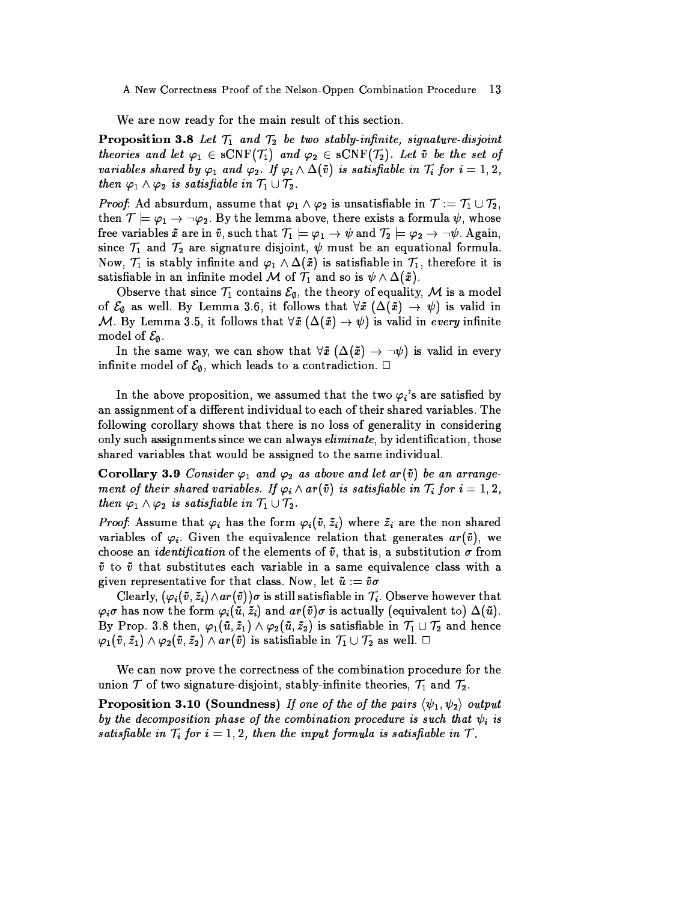We are now ready for the main result of this section.

**Proposition 3.8** *Let $\mathcal{T}_1$ and $\mathcal{T}_2$ be two stably-infinite, signature-disjoint theories and let $\varphi_1 \in \mathrm{sCNF}(\mathcal{T}_1)$ and $\varphi_2 \in \mathrm{sCNF}(\mathcal{T}_2)$. Let $\tilde{v}$ be the set of variables shared by $\varphi_1$ and $\varphi_2$. If $\varphi_i \wedge \Delta(\tilde{v})$ is satisfiable in $\mathcal{T}_i$ for $i = 1, 2$, then $\varphi_1 \wedge \varphi_2$ is satisfiable in $\mathcal{T}_1 \cup \mathcal{T}_2$.*

*Proof*. Ad absurdum, assume that $\varphi_1 \wedge \varphi_2$ is unsatisfiable in $\mathcal{T} := \mathcal{T}_1 \cup \mathcal{T}_2$, then $\mathcal{T} \models \varphi_1 \rightarrow \neg\varphi_2$. By the lemma above, there exists a formula $\psi$, whose free variables $\tilde{x}$ are in $\tilde{v}$, such that $\mathcal{T}_1 \models \varphi_1 \rightarrow \psi$ and $\mathcal{T}_2 \models \varphi_2 \rightarrow \neg\psi$. Again, since $\mathcal{T}_1$ and $\mathcal{T}_2$ are signature disjoint, $\psi$ must be an equational formula. Now, $\mathcal{T}_1$ is stably infinite and $\varphi_1 \wedge \Delta(\tilde{x})$ is satisfiable in $\mathcal{T}_1$, therefore it is satisfiable in an infinite model $\mathcal{M}$ of $\mathcal{T}_1$ and so is $\psi \wedge \Delta(\tilde{x})$.

Observe that since $\mathcal{T}_1$ contains $\mathcal{E}_\emptyset$, the theory of equality, $\mathcal{M}$ is a model of $\mathcal{E}_\emptyset$ as well. By Lemma 3.6, it follows that $\forall\tilde{x}\ (\Delta(\tilde{x}) \rightarrow \psi)$ is valid in $\mathcal{M}$. By Lemma 3.5, it follows that $\forall\tilde{x}\ (\Delta(\tilde{x}) \rightarrow \psi)$ is valid in *every* infinite model of $\mathcal{E}_\emptyset$.

In the same way, we can show that $\forall\tilde{x}\ (\Delta(\tilde{x}) \rightarrow \neg\psi)$ is valid in every infinite model of $\mathcal{E}_\emptyset$, which leads to a contradiction. □

In the above proposition, we assumed that the two $\varphi_i$'s are satisfied by an assignment of a different individual to each of their shared variables. The following corollary shows that there is no loss of generality in considering only such assignments since we can always *eliminate*, by identification, those shared variables that would be assigned to the same individual.

**Corollary 3.9** *Consider $\varphi_1$ and $\varphi_2$ as above and let $ar(\tilde{v})$ be an arrangement of their shared variables. If $\varphi_i \wedge ar(\tilde{v})$ is satisfiable in $\mathcal{T}_i$ for $i = 1, 2$, then $\varphi_1 \wedge \varphi_2$ is satisfiable in $\mathcal{T}_1 \cup \mathcal{T}_2$.*

*Proof*. Assume that $\varphi_i$ has the form $\varphi_i(\tilde{v}, \tilde{z}_i)$ where $\tilde{z}_i$ are the non shared variables of $\varphi_i$. Given the equivalence relation that generates $ar(\tilde{v})$, we choose an *identification* of the elements of $\tilde{v}$, that is, a substitution $\sigma$ from $\tilde{v}$ to $\tilde{v}$ that substitutes each variable in a same equivalence class with a given representative for that class. Now, let $\tilde{u} := \tilde{v}\sigma$

Clearly, $(\varphi_i(\tilde{v}, \tilde{z}_i) \wedge ar(\tilde{v}))\sigma$ is still satisfiable in $\mathcal{T}_i$. Observe however that $\varphi_i\sigma$ has now the form $\varphi_i(\tilde{u}, \tilde{z}_i)$ and $ar(\tilde{v})\sigma$ is actually (equivalent to) $\Delta(\tilde{u})$. By Prop. 3.8 then, $\varphi_1(\tilde{u}, \tilde{z}_1) \wedge \varphi_2(\tilde{u}, \tilde{z}_2)$ is satisfiable in $\mathcal{T}_1 \cup \mathcal{T}_2$ and hence $\varphi_1(\tilde{v}, \tilde{z}_1) \wedge \varphi_2(\tilde{v}, \tilde{z}_2) \wedge ar(\tilde{v})$ is satisfiable in $\mathcal{T}_1 \cup \mathcal{T}_2$ as well. □

We can now prove the correctness of the combination procedure for the union $\mathcal{T}$ of two signature-disjoint, stably-infinite theories, $\mathcal{T}_1$ and $\mathcal{T}_2$.

**Proposition 3.10 (Soundness)** *If one of the of the pairs $\langle\psi_1, \psi_2\rangle$ output by the decomposition phase of the combination procedure is such that $\psi_i$ is satisfiable in $\mathcal{T}_i$ for $i = 1, 2$, then the input formula is satisfiable in $\mathcal{T}$.*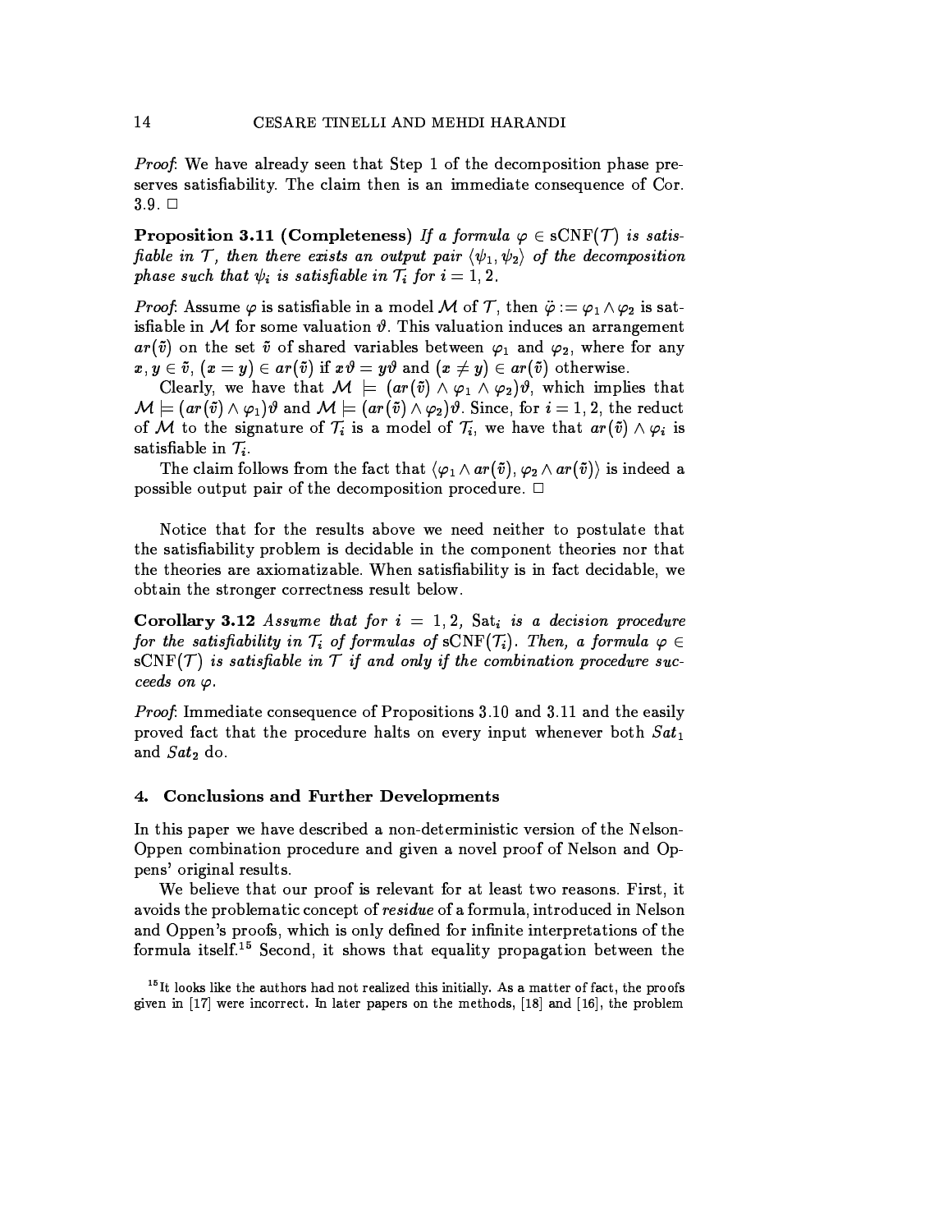*Proof*: We have already seen that Step 1 of the decomposition phase preserves satisfiability. The claim then is an immediate consequence of Cor. 3.9. □

**Proposition 3.11 (Completeness)** *If a formula $\varphi \in \mathrm{sCNF}(\mathcal{T})$ is satisfiable in $\mathcal{T}$, then there exists an output pair $\langle \psi_1, \psi_2 \rangle$ of the decomposition phase such that $\psi_i$ is satisfiable in $\mathcal{T}_i$ for $i = 1, 2$.*

*Proof*: Assume $\varphi$ is satisfiable in a model $\mathcal{M}$ of $\mathcal{T}$, then $\ddot{\varphi} := \varphi_1 \wedge \varphi_2$ is satisfiable in $\mathcal{M}$ for some valuation $\vartheta$. This valuation induces an arrangement $ar(\tilde{v})$ on the set $\tilde{v}$ of shared variables between $\varphi_1$ and $\varphi_2$, where for any $x, y \in \tilde{v}$, $(x = y) \in ar(\tilde{v})$ if $x\vartheta = y\vartheta$ and $(x \neq y) \in ar(\tilde{v})$ otherwise.

Clearly, we have that $\mathcal{M} \models (ar(\tilde{v}) \wedge \varphi_1 \wedge \varphi_2)\vartheta$, which implies that $\mathcal{M} \models (ar(\tilde{v}) \wedge \varphi_1)\vartheta$ and $\mathcal{M} \models (ar(\tilde{v}) \wedge \varphi_2)\vartheta$. Since, for $i = 1, 2$, the reduct of $\mathcal{M}$ to the signature of $\mathcal{T}_i$ is a model of $\mathcal{T}_i$, we have that $ar(\tilde{v}) \wedge \varphi_i$ is satisfiable in $\mathcal{T}_i$.

The claim follows from the fact that $\langle \varphi_1 \wedge ar(\tilde{v}), \varphi_2 \wedge ar(\tilde{v}) \rangle$ is indeed a possible output pair of the decomposition procedure. □

Notice that for the results above we need neither to postulate that the satisfiability problem is decidable in the component theories nor that the theories are axiomatizable. When satisfiability is in fact decidable, we obtain the stronger correctness result below.

**Corollary 3.12** *Assume that for $i = 1, 2$, $\mathrm{Sat}_i$ is a decision procedure for the satisfiability in $\mathcal{T}_i$ of formulas of $\mathrm{sCNF}(\mathcal{T}_i)$. Then, a formula $\varphi \in \mathrm{sCNF}(\mathcal{T})$ is satisfiable in $\mathcal{T}$ if and only if the combination procedure succeeds on $\varphi$.*

*Proof*: Immediate consequence of Propositions 3.10 and 3.11 and the easily proved fact that the procedure halts on every input whenever both $Sat_1$ and $Sat_2$ do.

## 4. Conclusions and Further Developments

In this paper we have described a non-deterministic version of the Nelson-Oppen combination procedure and given a novel proof of Nelson and Oppens' original results.

We believe that our proof is relevant for at least two reasons. First, it avoids the problematic concept of *residue* of a formula, introduced in Nelson and Oppen's proofs, which is only defined for infinite interpretations of the formula itself.[15] Second, it shows that equality propagation between the

[15] It looks like the authors had not realized this initially. As a matter of fact, the proofs given in [17] were incorrect. In later papers on the methods, [18] and [16], the problem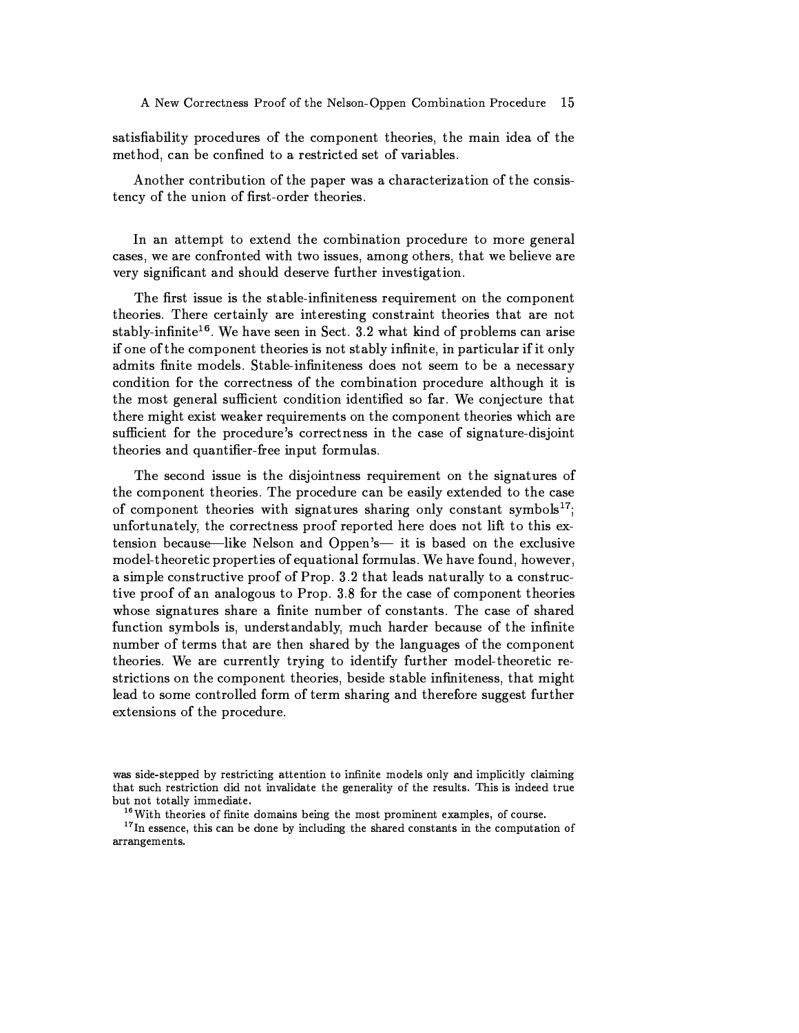satisfiability procedures of the component theories, the main idea of the method, can be confined to a restricted set of variables.

Another contribution of the paper was a characterization of the consistency of the union of first-order theories.

In an attempt to extend the combination procedure to more general cases, we are confronted with two issues, among others, that we believe are very significant and should deserve further investigation.

The first issue is the stable-infiniteness requirement on the component theories. There certainly are interesting constraint theories that are not stably-infinite[16]. We have seen in Sect. 3.2 what kind of problems can arise if one of the component theories is not stably infinite, in particular if it only admits finite models. Stable-infiniteness does not seem to be a necessary condition for the correctness of the combination procedure although it is the most general sufficient condition identified so far. We conjecture that there might exist weaker requirements on the component theories which are sufficient for the procedure's correctness in the case of signature-disjoint theories and quantifier-free input formulas.

The second issue is the disjointness requirement on the signatures of the component theories. The procedure can be easily extended to the case of component theories with signatures sharing only constant symbols[17]; unfortunately, the correctness proof reported here does not lift to this extension because—like Nelson and Oppen's— it is based on the exclusive model-theoretic properties of equational formulas. We have found, however, a simple constructive proof of Prop. 3.2 that leads naturally to a constructive proof of an analogous to Prop. 3.8 for the case of component theories whose signatures share a finite number of constants. The case of shared function symbols is, understandably, much harder because of the infinite number of terms that are then shared by the languages of the component theories. We are currently trying to identify further model-theoretic restrictions on the component theories, beside stable infiniteness, that might lead to some controlled form of term sharing and therefore suggest further extensions of the procedure.

was side-stepped by restricting attention to infinite models only and implicitly claiming that such restriction did not invalidate the generality of the results. This is indeed true but not totally immediate.

[16] With theories of finite domains being the most prominent examples, of course.

[17] In essence, this can be done by including the shared constants in the computation of arrangements.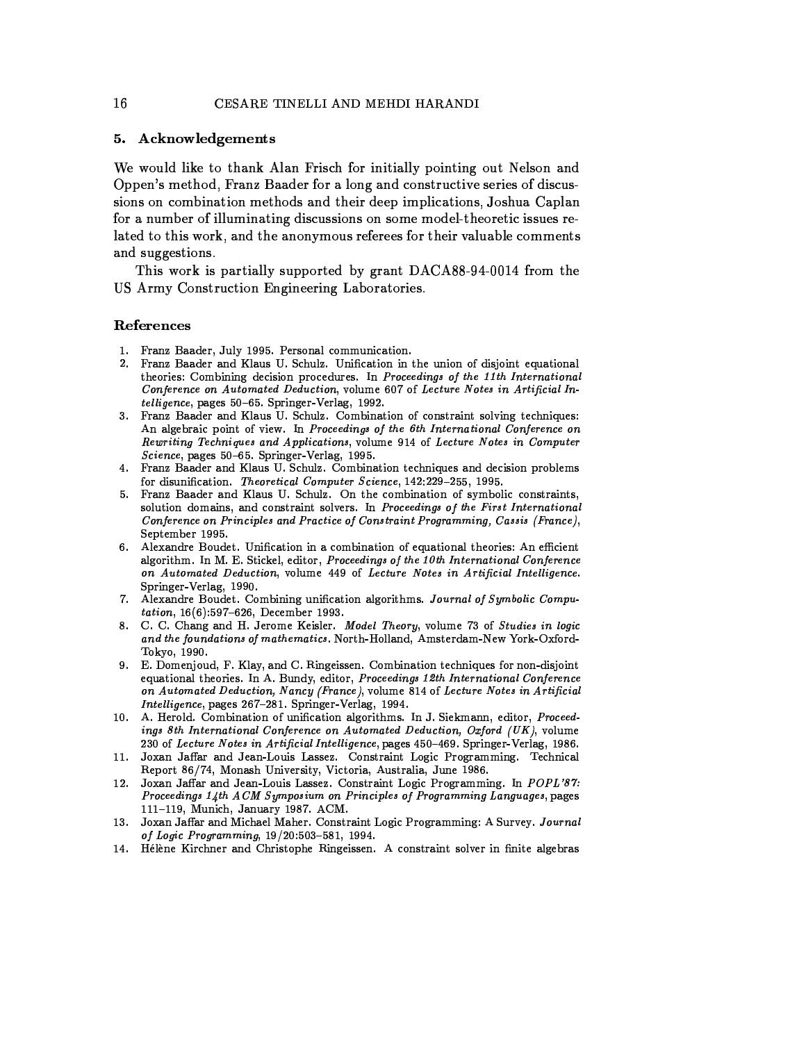## 5. Acknowledgements

We would like to thank Alan Frisch for initially pointing out Nelson and Oppen's method, Franz Baader for a long and constructive series of discussions on combination methods and their deep implications, Joshua Caplan for a number of illuminating discussions on some model-theoretic issues related to this work, and the anonymous referees for their valuable comments and suggestions.

This work is partially supported by grant DACA88-94-0014 from the US Army Construction Engineering Laboratories.

### References

1. Franz Baader, July 1995. Personal communication.
2. Franz Baader and Klaus U. Schulz. Unification in the union of disjoint equational theories: Combining decision procedures. In *Proceedings of the 11th International Conference on Automated Deduction*, volume 607 of *Lecture Notes in Artificial Intelligence*, pages 50–65. Springer-Verlag, 1992.
3. Franz Baader and Klaus U. Schulz. Combination of constraint solving techniques: An algebraic point of view. In *Proceedings of the 6th International Conference on Rewriting Techniques and Applications*, volume 914 of *Lecture Notes in Computer Science*, pages 50–65. Springer-Verlag, 1995.
4. Franz Baader and Klaus U. Schulz. Combination techniques and decision problems for disunification. *Theoretical Computer Science*, 142:229–255, 1995.
5. Franz Baader and Klaus U. Schulz. On the combination of symbolic constraints, solution domains, and constraint solvers. In *Proceedings of the First International Conference on Principles and Practice of Constraint Programming, Cassis (France)*, September 1995.
6. Alexandre Boudet. Unification in a combination of equational theories: An efficient algorithm. In M. E. Stickel, editor, *Proceedings of the 10th International Conference on Automated Deduction*, volume 449 of *Lecture Notes in Artificial Intelligence*. Springer-Verlag, 1990.
7. Alexandre Boudet. Combining unification algorithms. *Journal of Symbolic Computation*, 16(6):597–626, December 1993.
8. C. C. Chang and H. Jerome Keisler. *Model Theory*, volume 73 of *Studies in logic and the foundations of mathematics*. North-Holland, Amsterdam-New York-Oxford-Tokyo, 1990.
9. E. Domenjoud, F. Klay, and C. Ringeissen. Combination techniques for non-disjoint equational theories. In A. Bundy, editor, *Proceedings 12th International Conference on Automated Deduction, Nancy (France)*, volume 814 of *Lecture Notes in Artificial Intelligence*, pages 267–281. Springer-Verlag, 1994.
10. A. Herold. Combination of unification algorithms. In J. Siekmann, editor, *Proceedings 8th International Conference on Automated Deduction, Oxford (UK)*, volume 230 of *Lecture Notes in Artificial Intelligence*, pages 450–469. Springer-Verlag, 1986.
11. Joxan Jaffar and Jean-Louis Lassez. Constraint Logic Programming. Technical Report 86/74, Monash University, Victoria, Australia, June 1986.
12. Joxan Jaffar and Jean-Louis Lassez. Constraint Logic Programming. In *POPL'87: Proceedings 14th ACM Symposium on Principles of Programming Languages*, pages 111–119, Munich, January 1987. ACM.
13. Joxan Jaffar and Michael Maher. Constraint Logic Programming: A Survey. *Journal of Logic Programming*, 19/20:503–581, 1994.
14. Hélène Kirchner and Christophe Ringeissen. A constraint solver in finite algebras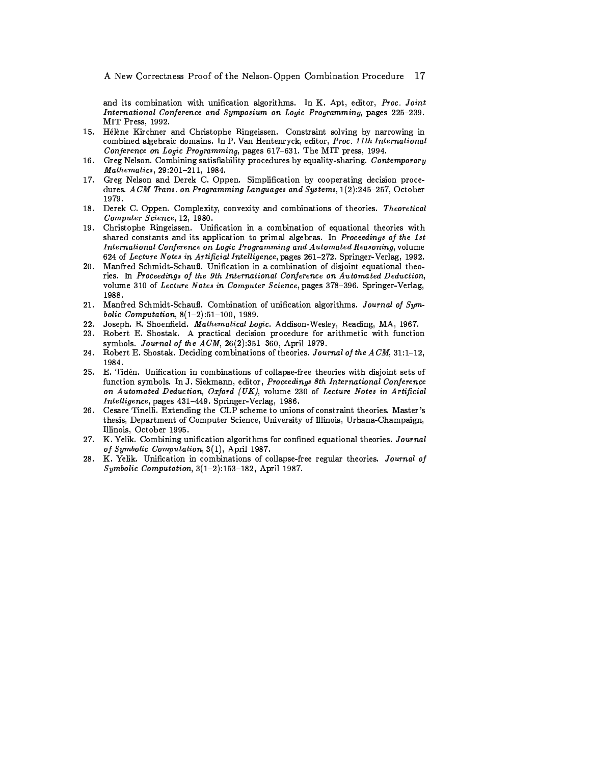and its combination with unification algorithms. In K. Apt, editor, *Proc. Joint International Conference and Symposium on Logic Programming*, pages 225–239. MIT Press, 1992.

15. Hélène Kirchner and Christophe Ringeissen. Constraint solving by narrowing in combined algebraic domains. In P. Van Hentenryck, editor, *Proc. 11th International Conference on Logic Programming*, pages 617–631. The MIT press, 1994.
16. Greg Nelson. Combining satisfiability procedures by equality-sharing. *Contemporary Mathematics*, 29:201–211, 1984.
17. Greg Nelson and Derek C. Oppen. Simplification by cooperating decision procedures. *ACM Trans. on Programming Languages and Systems*, 1(2):245–257, October 1979.
18. Derek C. Oppen. Complexity, convexity and combinations of theories. *Theoretical Computer Science*, 12, 1980.
19. Christophe Ringeissen. Unification in a combination of equational theories with shared constants and its application to primal algebras. In *Proceedings of the 1st International Conference on Logic Programming and Automated Reasoning*, volume 624 of *Lecture Notes in Artificial Intelligence*, pages 261–272. Springer-Verlag, 1992.
20. Manfred Schmidt-Schauß. Unification in a combination of disjoint equational theories. In *Proceedings of the 9th International Conference on Automated Deduction*, volume 310 of *Lecture Notes in Computer Science*, pages 378–396. Springer-Verlag, 1988.
21. Manfred Schmidt-Schauß. Combination of unification algorithms. *Journal of Symbolic Computation*, 8(1–2):51–100, 1989.
22. Joseph. R. Shoenfield. *Mathematical Logic*. Addison-Wesley, Reading, MA, 1967.
23. Robert E. Shostak. A practical decision procedure for arithmetic with function symbols. *Journal of the ACM*, 26(2):351–360, April 1979.
24. Robert E. Shostak. Deciding combinations of theories. *Journal of the ACM*, 31:1–12, 1984.
25. E. Tidén. Unification in combinations of collapse-free theories with disjoint sets of function symbols. In J. Siekmann, editor, *Proceedings 8th International Conference on Automated Deduction, Oxford (UK)*, volume 230 of *Lecture Notes in Artificial Intelligence*, pages 431–449. Springer-Verlag, 1986.
26. Cesare Tinelli. Extending the CLP scheme to unions of constraint theories. Master's thesis, Department of Computer Science, University of Illinois, Urbana-Champaign, Illinois, October 1995.
27. K. Yelik. Combining unification algorithms for confined equational theories. *Journal of Symbolic Computation*, 3(1), April 1987.
28. K. Yelik. Unification in combinations of collapse-free regular theories. *Journal of Symbolic Computation*, 3(1–2):153–182, April 1987.